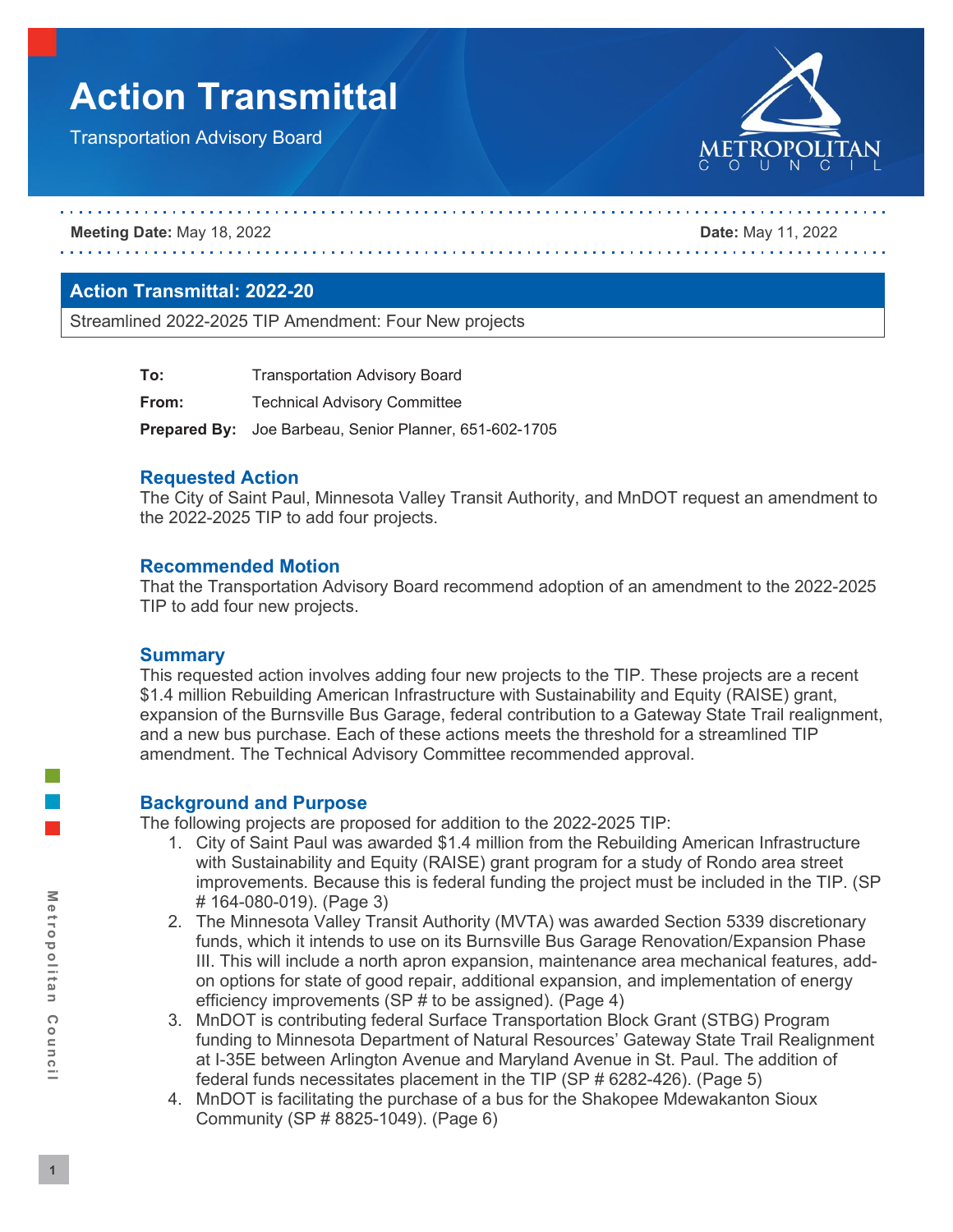# Action Transmittal

Transportation Advisory Board

**Meeting Date:** May 18, 2022 **Date:** May 11, 2022

## Action Transmittal: 2022-20

Streamlined 2022-2025 TIP Amendment: Four New projects

**To:** Transportation Advisory Board

**From:** Technical Advisory Committee

**Prepared By:** Joe Barbeau, Senior Planner, 651-602-1705

### Requested Action

The City of Saint Paul, Minnesota Valley Transit Authority, and MnDOT request an amendment to the 2022-2025 TIP to add four projects.

### Recommended Motion

That the Transportation Advisory Board recommend adoption of an amendment to the 2022-2025 TIP to add four new projects.

### Summary

This requested action involves adding four new projects to the TIP. These projects are a recent $1.4 million Rebuilding American Infrastructure with Sustainability and Equity (RAISE) grant, expansion of the Burnsville Bus Garage, federal contribution to a Gateway State Trail realignment, and a new bus purchase. Each of these actions meets the threshold for a streamlined TIP amendment. The Technical Advisory Committee recommended approval.

### Background and Purpose

The following projects are proposed for addition to the 2022-2025 TIP:

1. City of Saint Paul was awarded $1.4 million from the Rebuilding American Infrastructure with Sustainability and Equity (RAISE) grant program for a study of Rondo area street improvements. Because this is federal funding the project must be included in the TIP. (SP # 164-080-019). (Page 3)
2. The Minnesota Valley Transit Authority (MVTA) was awarded Section 5339 discretionary funds, which it intends to use on its Burnsville Bus Garage Renovation/Expansion Phase III. This will include a north apron expansion, maintenance area mechanical features, add-on options for state of good repair, additional expansion, and implementation of energy efficiency improvements (SP # to be assigned). (Page 4)
3. MnDOT is contributing federal Surface Transportation Block Grant (STBG) Program funding to Minnesota Department of Natural Resources' Gateway State Trail Realignment at I-35E between Arlington Avenue and Maryland Avenue in St. Paul. The addition of federal funds necessitates placement in the TIP (SP # 6282-426). (Page 5)
4. MnDOT is facilitating the purchase of a bus for the Shakopee Mdewakanton Sioux Community (SP # 8825-1049). (Page 6)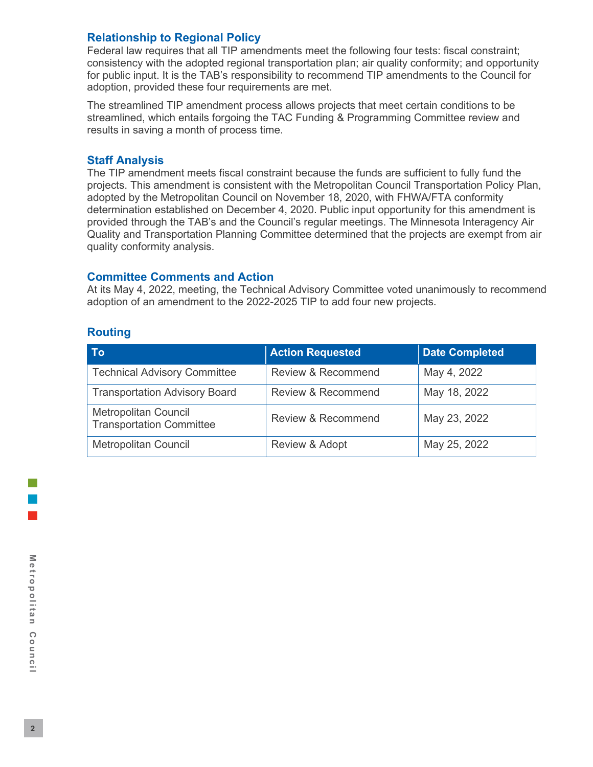## Relationship to Regional Policy

Federal law requires that all TIP amendments meet the following four tests: fiscal constraint; consistency with the adopted regional transportation plan; air quality conformity; and opportunity for public input. It is the TAB's responsibility to recommend TIP amendments to the Council for adoption, provided these four requirements are met.

The streamlined TIP amendment process allows projects that meet certain conditions to be streamlined, which entails forgoing the TAC Funding & Programming Committee review and results in saving a month of process time.

## Staff Analysis

The TIP amendment meets fiscal constraint because the funds are sufficient to fully fund the projects. This amendment is consistent with the Metropolitan Council Transportation Policy Plan, adopted by the Metropolitan Council on November 18, 2020, with FHWA/FTA conformity determination established on December 4, 2020. Public input opportunity for this amendment is provided through the TAB's and the Council's regular meetings. The Minnesota Interagency Air Quality and Transportation Planning Committee determined that the projects are exempt from air quality conformity analysis.

## Committee Comments and Action

At its May 4, 2022, meeting, the Technical Advisory Committee voted unanimously to recommend adoption of an amendment to the 2022-2025 TIP to add four new projects.

## Routing

| To | Action Requested | Date Completed |
|---|---|---|
| Technical Advisory Committee | Review & Recommend | May 4, 2022 |
| Transportation Advisory Board | Review & Recommend | May 18, 2022 |
| Metropolitan Council Transportation Committee | Review & Recommend | May 23, 2022 |
| Metropolitan Council | Review & Adopt | May 25, 2022 |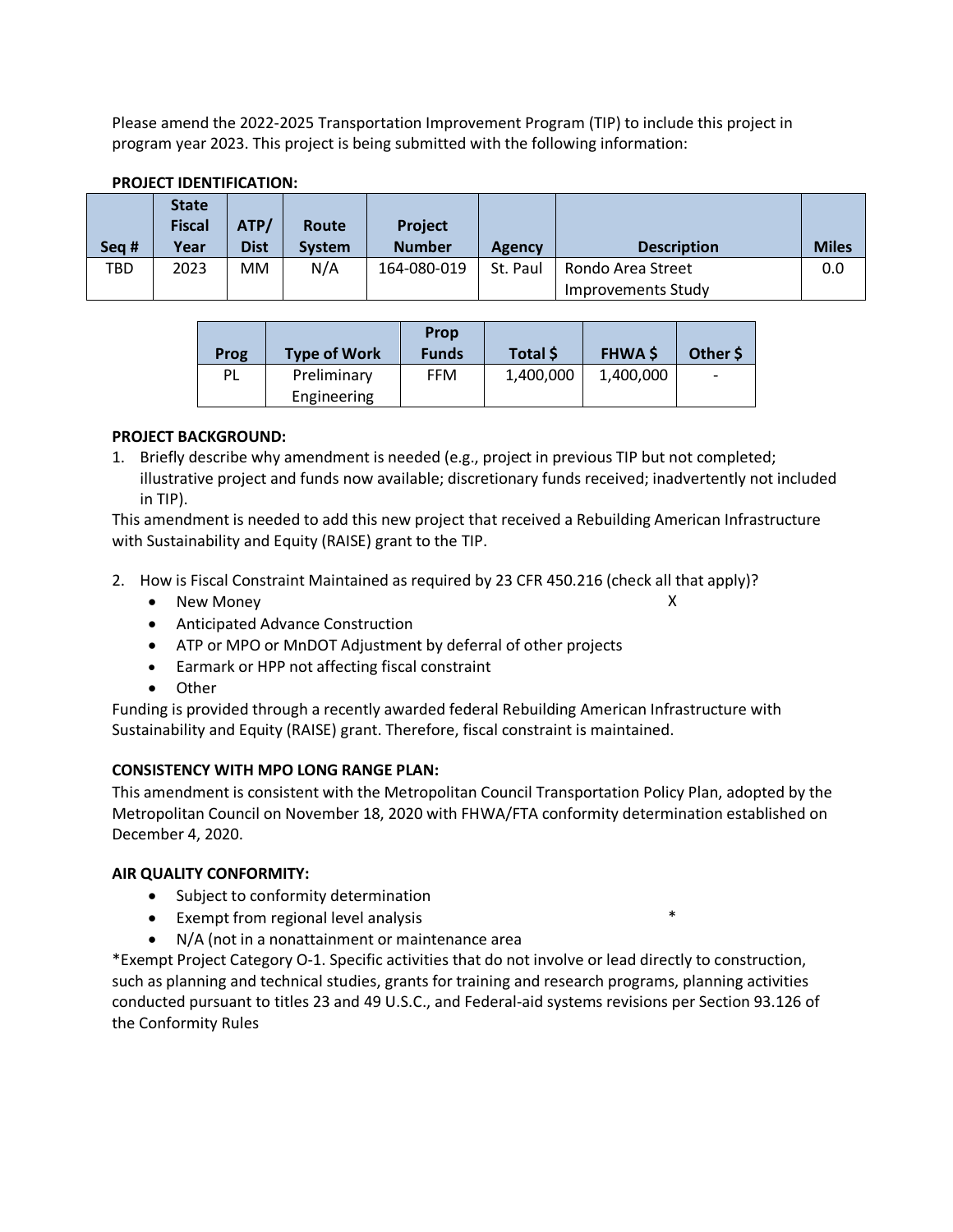Please amend the 2022-2025 Transportation Improvement Program (TIP) to include this project in program year 2023. This project is being submitted with the following information:

**PROJECT IDENTIFICATION:**

| Seq # | State Fiscal Year | ATP/ Dist | Route System | Project Number | Agency | Description | Miles |
|---|---|---|---|---|---|---|---|
| TBD | 2023 | MM | N/A | 164-080-019 | St. Paul | Rondo Area Street Improvements Study | 0.0 |

| Prog | Type of Work | Prop Funds | Total $ | FHWA $ | Other $ |
|---|---|---|---|---|---|
| PL | Preliminary Engineering | FFM | 1,400,000 | 1,400,000 | - |

**PROJECT BACKGROUND:**

1. Briefly describe why amendment is needed (e.g., project in previous TIP but not completed; illustrative project and funds now available; discretionary funds received; inadvertently not included in TIP).

This amendment is needed to add this new project that received a Rebuilding American Infrastructure with Sustainability and Equity (RAISE) grant to the TIP.

2. How is Fiscal Constraint Maintained as required by 23 CFR 450.216 (check all that apply)?
   - New Money X
   - Anticipated Advance Construction
   - ATP or MPO or MnDOT Adjustment by deferral of other projects
   - Earmark or HPP not affecting fiscal constraint
   - Other

Funding is provided through a recently awarded federal Rebuilding American Infrastructure with Sustainability and Equity (RAISE) grant. Therefore, fiscal constraint is maintained.

**CONSISTENCY WITH MPO LONG RANGE PLAN:**

This amendment is consistent with the Metropolitan Council Transportation Policy Plan, adopted by the Metropolitan Council on November 18, 2020 with FHWA/FTA conformity determination established on December 4, 2020.

**AIR QUALITY CONFORMITY:**

- Subject to conformity determination
- Exempt from regional level analysis *
- N/A (not in a nonattainment or maintenance area

*Exempt Project Category O-1. Specific activities that do not involve or lead directly to construction, such as planning and technical studies, grants for training and research programs, planning activities conducted pursuant to titles 23 and 49 U.S.C., and Federal-aid systems revisions per Section 93.126 of the Conformity Rules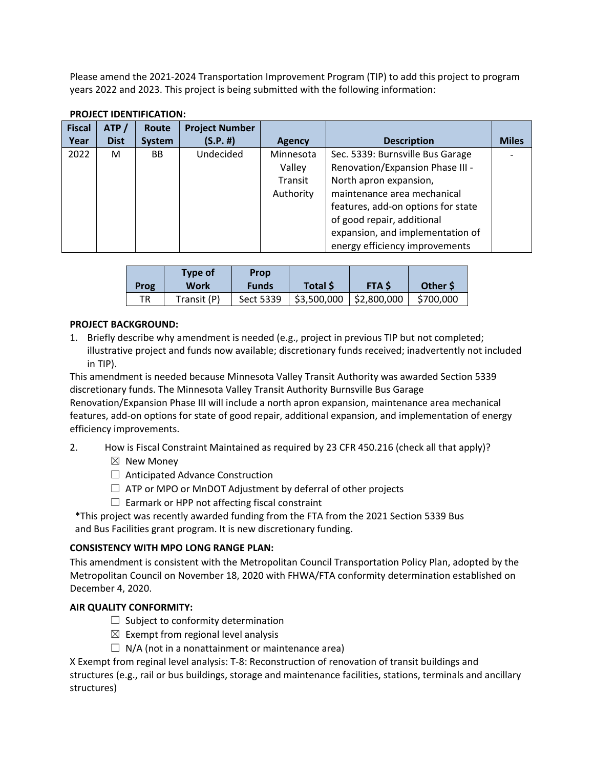Please amend the 2021-2024 Transportation Improvement Program (TIP) to add this project to program years 2022 and 2023. This project is being submitted with the following information:

**PROJECT IDENTIFICATION:**

| Fiscal Year | ATP / Dist | Route System | Project Number (S.P. #) | Agency | Description | Miles |
|---|---|---|---|---|---|---|
| 2022 | M | BB | Undecided | Minnesota Valley Transit Authority | Sec. 5339: Burnsville Bus Garage Renovation/Expansion Phase III - North apron expansion, maintenance area mechanical features, add-on options for state of good repair, additional expansion, and implementation of energy efficiency improvements | - |

| Prog | Type of Work | Prop Funds | Total $ | FTA $ | Other $ |
|---|---|---|---|---|---|
| TR | Transit (P) | Sect 5339 | $3,500,000 | $2,800,000 | $700,000 |

**PROJECT BACKGROUND:**

1. Briefly describe why amendment is needed (e.g., project in previous TIP but not completed; illustrative project and funds now available; discretionary funds received; inadvertently not included in TIP).

This amendment is needed because Minnesota Valley Transit Authority was awarded Section 5339 discretionary funds. The Minnesota Valley Transit Authority Burnsville Bus Garage Renovation/Expansion Phase III will include a north apron expansion, maintenance area mechanical features, add-on options for state of good repair, additional expansion, and implementation of energy efficiency improvements.

2. How is Fiscal Constraint Maintained as required by 23 CFR 450.216 (check all that apply)?
   - ☒ New Money
   - ☐ Anticipated Advance Construction
   - ☐ ATP or MPO or MnDOT Adjustment by deferral of other projects
   - ☐ Earmark or HPP not affecting fiscal constraint

*This project was recently awarded funding from the FTA from the 2021 Section 5339 Bus and Bus Facilities grant program. It is new discretionary funding.

**CONSISTENCY WITH MPO LONG RANGE PLAN:**

This amendment is consistent with the Metropolitan Council Transportation Policy Plan, adopted by the Metropolitan Council on November 18, 2020 with FHWA/FTA conformity determination established on December 4, 2020.

**AIR QUALITY CONFORMITY:**

- ☐ Subject to conformity determination
- ☒ Exempt from regional level analysis
- ☐ N/A (not in a nonattainment or maintenance area)

X Exempt from reginal level analysis: T-8: Reconstruction of renovation of transit buildings and structures (e.g., rail or bus buildings, storage and maintenance facilities, stations, terminals and ancillary structures)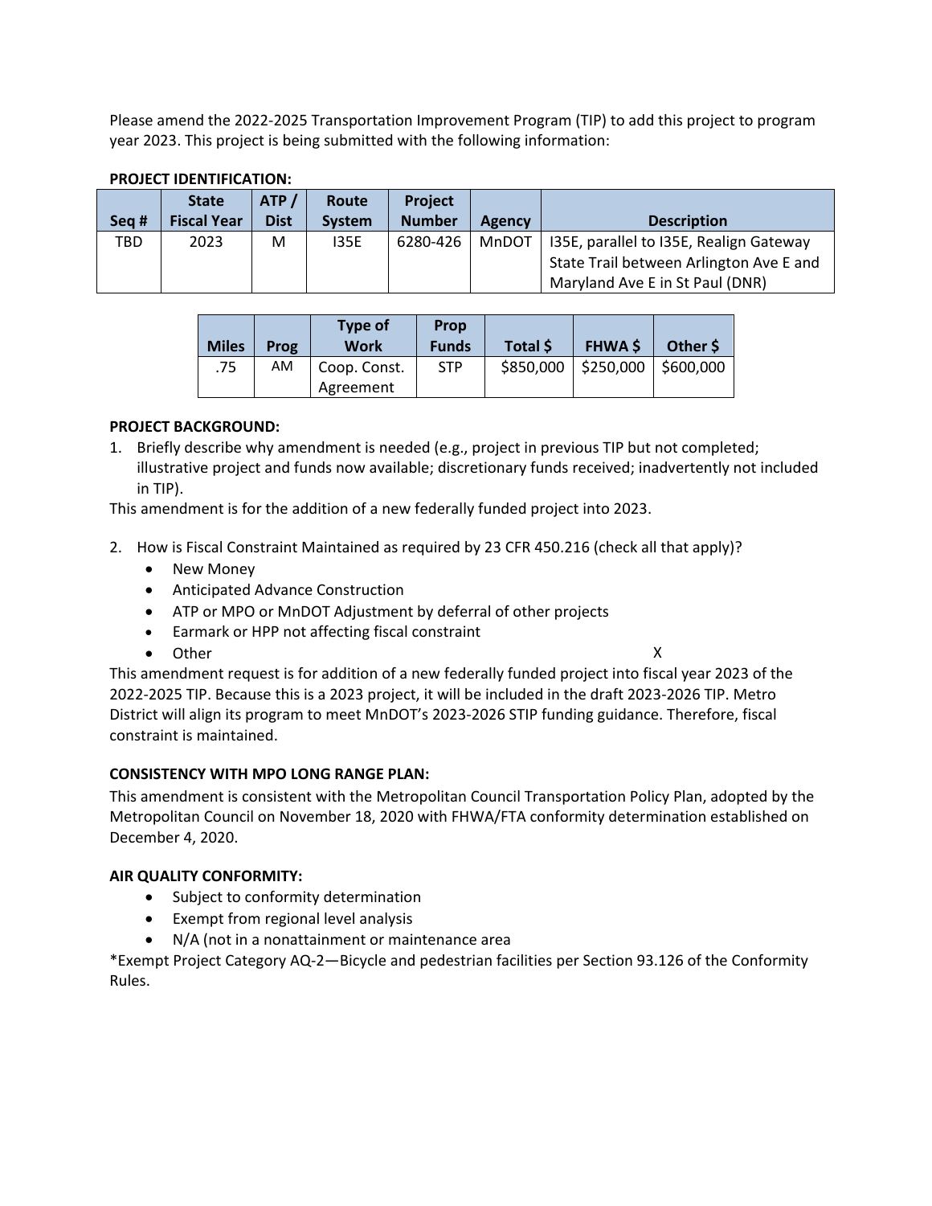Please amend the 2022-2025 Transportation Improvement Program (TIP) to add this project to program year 2023. This project is being submitted with the following information:

**PROJECT IDENTIFICATION:**

| Seq # | State Fiscal Year | ATP / Dist | Route System | Project Number | Agency | Description |
|---|---|---|---|---|---|---|
| TBD | 2023 | M | I35E | 6280-426 | MnDOT | I35E, parallel to I35E, Realign Gateway State Trail between Arlington Ave E and Maryland Ave E in St Paul (DNR) |

| Miles | Prog | Type of Work | Prop Funds | Total $ | FHWA $ | Other $ |
|---|---|---|---|---|---|---|
| .75 | AM | Coop. Const. Agreement | STP | $850,000 | $250,000 | $600,000 |

**PROJECT BACKGROUND:**

1. Briefly describe why amendment is needed (e.g., project in previous TIP but not completed; illustrative project and funds now available; discretionary funds received; inadvertently not included in TIP).

This amendment is for the addition of a new federally funded project into 2023.

2. How is Fiscal Constraint Maintained as required by 23 CFR 450.216 (check all that apply)?
   - New Money
   - Anticipated Advance Construction
   - ATP or MPO or MnDOT Adjustment by deferral of other projects
   - Earmark or HPP not affecting fiscal constraint
   - Other X

This amendment request is for addition of a new federally funded project into fiscal year 2023 of the 2022-2025 TIP. Because this is a 2023 project, it will be included in the draft 2023-2026 TIP. Metro District will align its program to meet MnDOT's 2023-2026 STIP funding guidance. Therefore, fiscal constraint is maintained.

**CONSISTENCY WITH MPO LONG RANGE PLAN:**

This amendment is consistent with the Metropolitan Council Transportation Policy Plan, adopted by the Metropolitan Council on November 18, 2020 with FHWA/FTA conformity determination established on December 4, 2020.

**AIR QUALITY CONFORMITY:**

- Subject to conformity determination
- Exempt from regional level analysis
- N/A (not in a nonattainment or maintenance area

*Exempt Project Category AQ-2—Bicycle and pedestrian facilities per Section 93.126 of the Conformity Rules.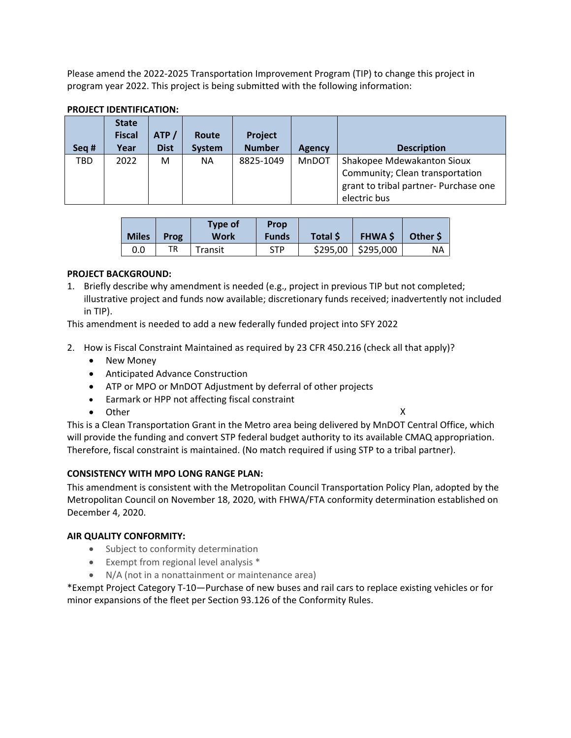Please amend the 2022-2025 Transportation Improvement Program (TIP) to change this project in program year 2022. This project is being submitted with the following information:

**PROJECT IDENTIFICATION:**

| Seq # | State Fiscal Year | ATP / Dist | Route System | Project Number | Agency | Description |
|---|---|---|---|---|---|---|
| TBD | 2022 | M | NA | 8825-1049 | MnDOT | Shakopee Mdewakanton Sioux Community; Clean transportation grant to tribal partner- Purchase one electric bus |

| Miles | Prog | Type of Work | Prop Funds | Total $ | FHWA $ | Other $ |
|---|---|---|---|---|---|---|
| 0.0 | TR | Transit | STP | $295,00 | $295,000 | NA |

**PROJECT BACKGROUND:**

1. Briefly describe why amendment is needed (e.g., project in previous TIP but not completed; illustrative project and funds now available; discretionary funds received; inadvertently not included in TIP).

This amendment is needed to add a new federally funded project into SFY 2022

2. How is Fiscal Constraint Maintained as required by 23 CFR 450.216 (check all that apply)?
   - New Money
   - Anticipated Advance Construction
   - ATP or MPO or MnDOT Adjustment by deferral of other projects
   - Earmark or HPP not affecting fiscal constraint
   - Other X

This is a Clean Transportation Grant in the Metro area being delivered by MnDOT Central Office, which will provide the funding and convert STP federal budget authority to its available CMAQ appropriation. Therefore, fiscal constraint is maintained. (No match required if using STP to a tribal partner).

**CONSISTENCY WITH MPO LONG RANGE PLAN:**

This amendment is consistent with the Metropolitan Council Transportation Policy Plan, adopted by the Metropolitan Council on November 18, 2020, with FHWA/FTA conformity determination established on December 4, 2020.

**AIR QUALITY CONFORMITY:**

- Subject to conformity determination
- Exempt from regional level analysis *
- N/A (not in a nonattainment or maintenance area)

*Exempt Project Category T-10—Purchase of new buses and rail cars to replace existing vehicles or for minor expansions of the fleet per Section 93.126 of the Conformity Rules.